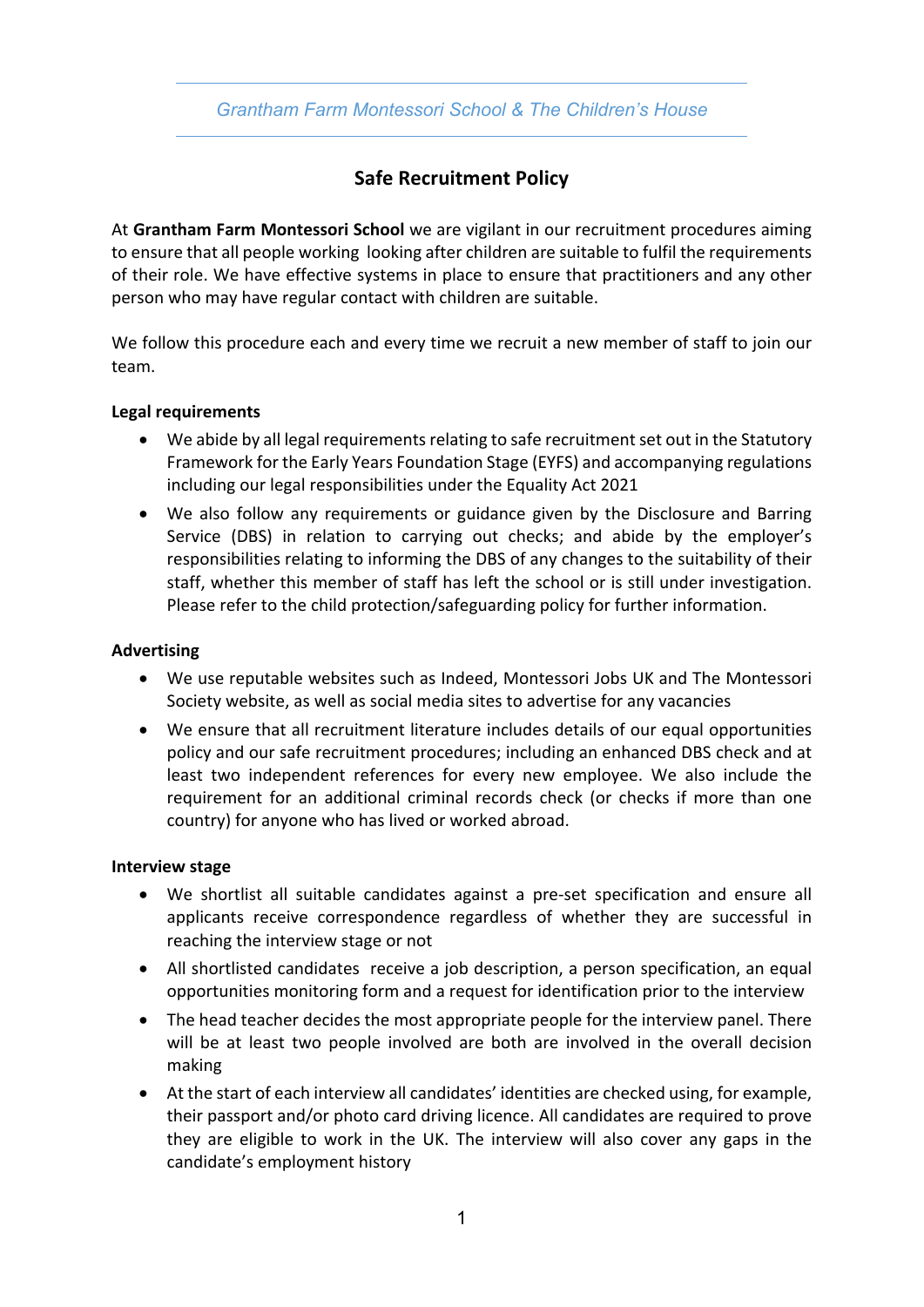# Safe Recruitment Policy

At **Grantham Farm Montessori School** we are vigilant in our recruitment procedures aiming to ensure that all people working looking after children are suitable to fulfil the requirements of their role. We have effective systems in place to ensure that practitioners and any other person who may have regular contact with children are suitable.

We follow this procedure each and every time we recruit a new member of staff to join our team.

**Legal requirements**

- We abide by all legal requirements relating to safe recruitment set out in the Statutory Framework for the Early Years Foundation Stage (EYFS) and accompanying regulations including our legal responsibilities under the Equality Act 2021
- We also follow any requirements or guidance given by the Disclosure and Barring Service (DBS) in relation to carrying out checks; and abide by the employer's responsibilities relating to informing the DBS of any changes to the suitability of their staff, whether this member of staff has left the school or is still under investigation. Please refer to the child protection/safeguarding policy for further information.

**Advertising**

- We use reputable websites such as Indeed, Montessori Jobs UK and The Montessori Society website, as well as social media sites to advertise for any vacancies
- We ensure that all recruitment literature includes details of our equal opportunities policy and our safe recruitment procedures; including an enhanced DBS check and at least two independent references for every new employee. We also include the requirement for an additional criminal records check (or checks if more than one country) for anyone who has lived or worked abroad.

**Interview stage**

- We shortlist all suitable candidates against a pre-set specification and ensure all applicants receive correspondence regardless of whether they are successful in reaching the interview stage or not
- All shortlisted candidates receive a job description, a person specification, an equal opportunities monitoring form and a request for identification prior to the interview
- The head teacher decides the most appropriate people for the interview panel. There will be at least two people involved are both are involved in the overall decision making
- At the start of each interview all candidates' identities are checked using, for example, their passport and/or photo card driving licence. All candidates are required to prove they are eligible to work in the UK. The interview will also cover any gaps in the candidate's employment history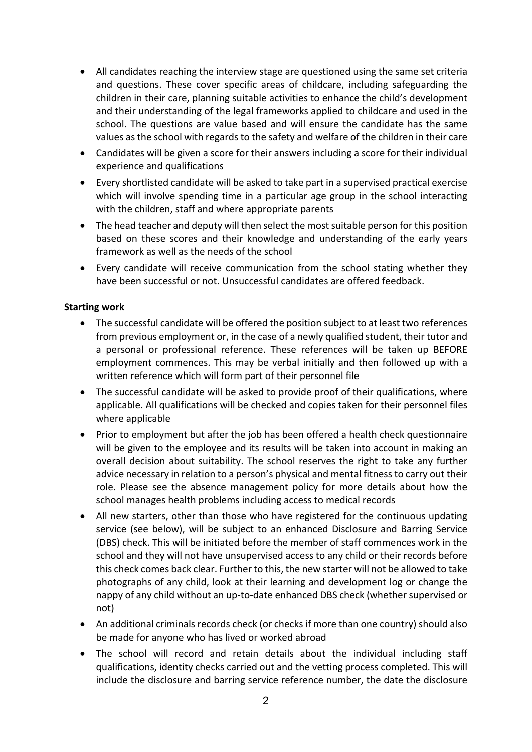- All candidates reaching the interview stage are questioned using the same set criteria and questions. These cover specific areas of childcare, including safeguarding the children in their care, planning suitable activities to enhance the child's development and their understanding of the legal frameworks applied to childcare and used in the school. The questions are value based and will ensure the candidate has the same values as the school with regards to the safety and welfare of the children in their care
- Candidates will be given a score for their answers including a score for their individual experience and qualifications
- Every shortlisted candidate will be asked to take part in a supervised practical exercise which will involve spending time in a particular age group in the school interacting with the children, staff and where appropriate parents
- The head teacher and deputy will then select the most suitable person for this position based on these scores and their knowledge and understanding of the early years framework as well as the needs of the school
- Every candidate will receive communication from the school stating whether they have been successful or not. Unsuccessful candidates are offered feedback.

**Starting work**

- The successful candidate will be offered the position subject to at least two references from previous employment or, in the case of a newly qualified student, their tutor and a personal or professional reference. These references will be taken up BEFORE employment commences. This may be verbal initially and then followed up with a written reference which will form part of their personnel file
- The successful candidate will be asked to provide proof of their qualifications, where applicable. All qualifications will be checked and copies taken for their personnel files where applicable
- Prior to employment but after the job has been offered a health check questionnaire will be given to the employee and its results will be taken into account in making an overall decision about suitability. The school reserves the right to take any further advice necessary in relation to a person's physical and mental fitness to carry out their role. Please see the absence management policy for more details about how the school manages health problems including access to medical records
- All new starters, other than those who have registered for the continuous updating service (see below), will be subject to an enhanced Disclosure and Barring Service (DBS) check. This will be initiated before the member of staff commences work in the school and they will not have unsupervised access to any child or their records before this check comes back clear. Further to this, the new starter will not be allowed to take photographs of any child, look at their learning and development log or change the nappy of any child without an up-to-date enhanced DBS check (whether supervised or not)
- An additional criminals records check (or checks if more than one country) should also be made for anyone who has lived or worked abroad
- The school will record and retain details about the individual including staff qualifications, identity checks carried out and the vetting process completed. This will include the disclosure and barring service reference number, the date the disclosure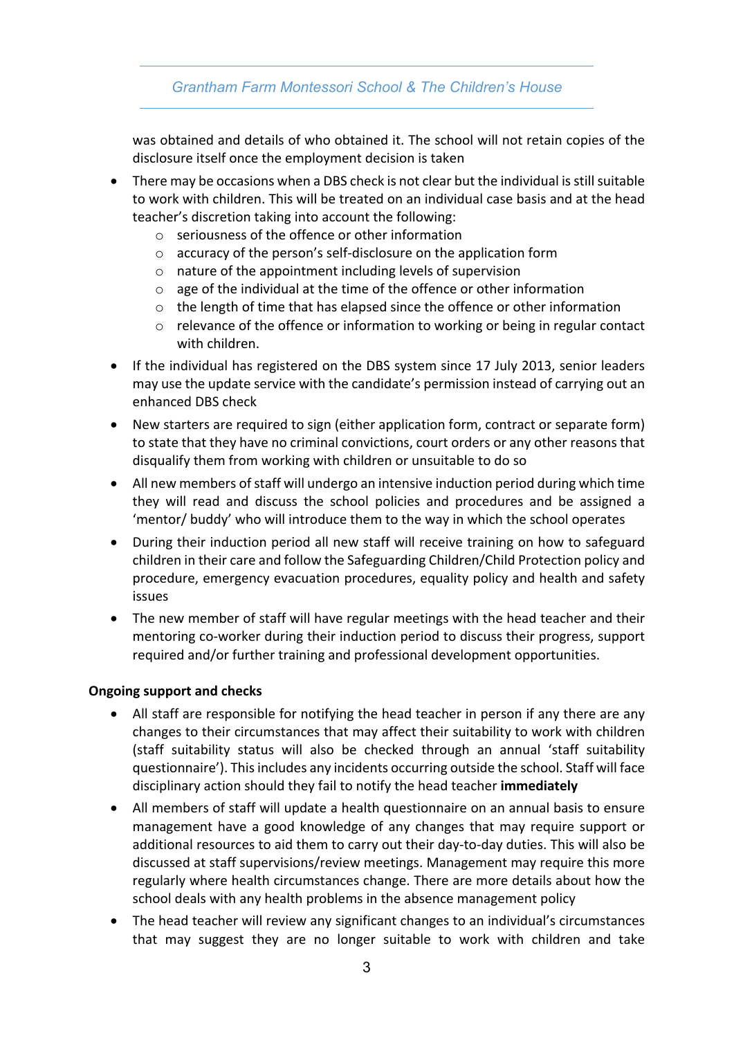was obtained and details of who obtained it. The school will not retain copies of the disclosure itself once the employment decision is taken

- There may be occasions when a DBS check is not clear but the individual is still suitable to work with children. This will be treated on an individual case basis and at the head teacher's discretion taking into account the following:
  - seriousness of the offence or other information
  - accuracy of the person's self-disclosure on the application form
  - nature of the appointment including levels of supervision
  - age of the individual at the time of the offence or other information
  - the length of time that has elapsed since the offence or other information
  - relevance of the offence or information to working or being in regular contact with children.
- If the individual has registered on the DBS system since 17 July 2013, senior leaders may use the update service with the candidate's permission instead of carrying out an enhanced DBS check
- New starters are required to sign (either application form, contract or separate form) to state that they have no criminal convictions, court orders or any other reasons that disqualify them from working with children or unsuitable to do so
- All new members of staff will undergo an intensive induction period during which time they will read and discuss the school policies and procedures and be assigned a 'mentor/ buddy' who will introduce them to the way in which the school operates
- During their induction period all new staff will receive training on how to safeguard children in their care and follow the Safeguarding Children/Child Protection policy and procedure, emergency evacuation procedures, equality policy and health and safety issues
- The new member of staff will have regular meetings with the head teacher and their mentoring co-worker during their induction period to discuss their progress, support required and/or further training and professional development opportunities.

**Ongoing support and checks**

- All staff are responsible for notifying the head teacher in person if any there are any changes to their circumstances that may affect their suitability to work with children (staff suitability status will also be checked through an annual 'staff suitability questionnaire'). This includes any incidents occurring outside the school. Staff will face disciplinary action should they fail to notify the head teacher **immediately**
- All members of staff will update a health questionnaire on an annual basis to ensure management have a good knowledge of any changes that may require support or additional resources to aid them to carry out their day-to-day duties. This will also be discussed at staff supervisions/review meetings. Management may require this more regularly where health circumstances change. There are more details about how the school deals with any health problems in the absence management policy
- The head teacher will review any significant changes to an individual's circumstances that may suggest they are no longer suitable to work with children and take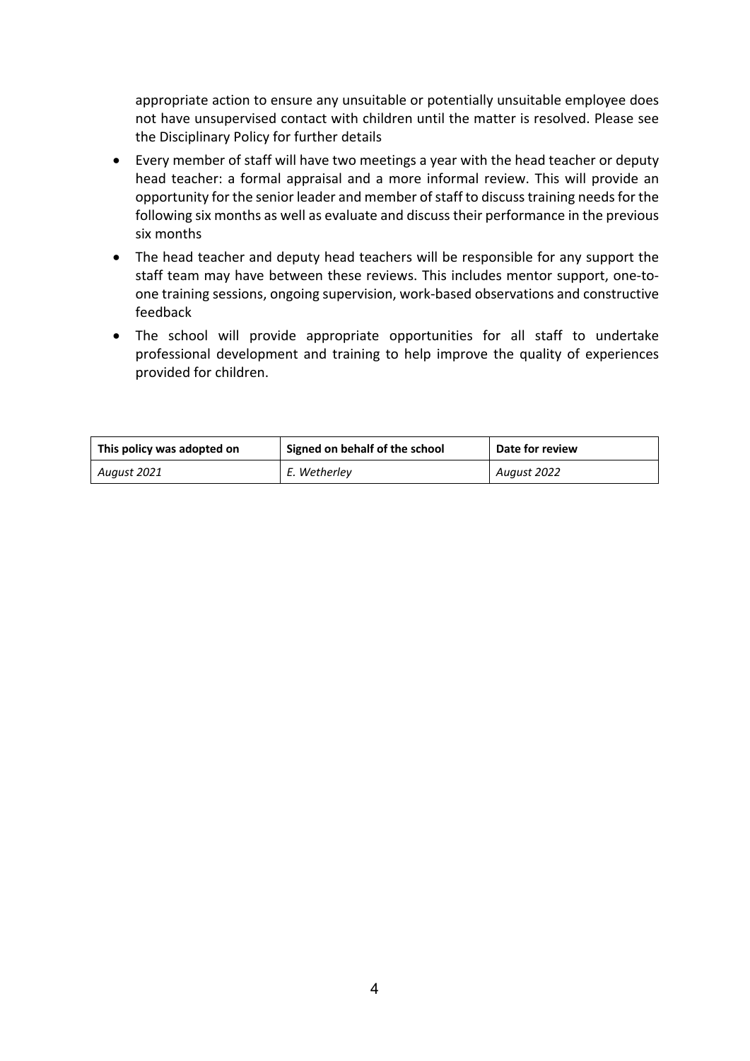appropriate action to ensure any unsuitable or potentially unsuitable employee does not have unsupervised contact with children until the matter is resolved. Please see the Disciplinary Policy for further details

- Every member of staff will have two meetings a year with the head teacher or deputy head teacher: a formal appraisal and a more informal review. This will provide an opportunity for the senior leader and member of staff to discuss training needs for the following six months as well as evaluate and discuss their performance in the previous six months
- The head teacher and deputy head teachers will be responsible for any support the staff team may have between these reviews. This includes mentor support, one-to-one training sessions, ongoing supervision, work-based observations and constructive feedback
- The school will provide appropriate opportunities for all staff to undertake professional development and training to help improve the quality of experiences provided for children.

| This policy was adopted on | Signed on behalf of the school | Date for review |
| --- | --- | --- |
| *August 2021* | *E. Wetherley* | *August 2022* |